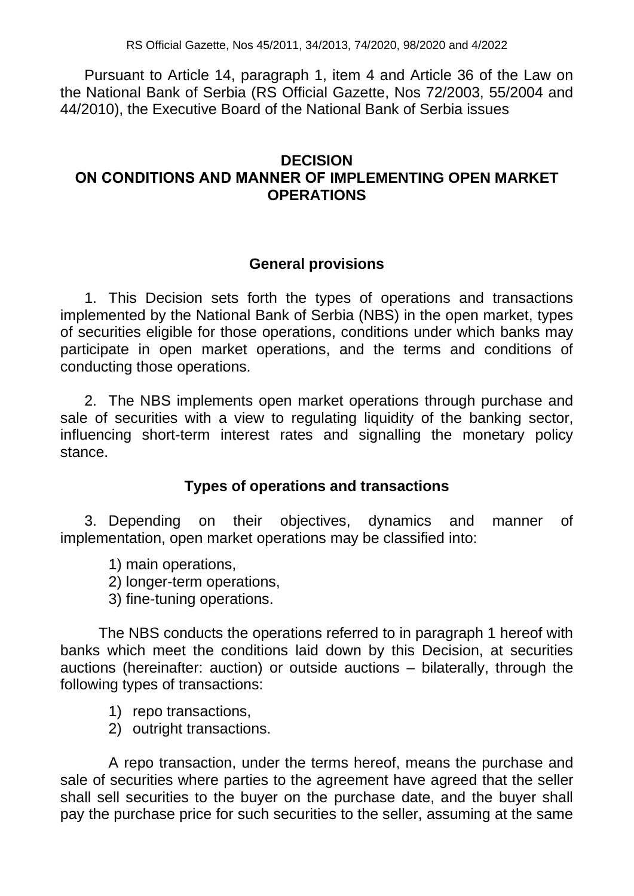RS Official Gazette, Nos 45/2011, 34/2013, 74/2020, 98/2020 and 4/2022

Pursuant to Article 14, paragraph 1, item 4 and Article 36 of the Law on the National Bank of Serbia (RS Official Gazette, Nos 72/2003, 55/2004 and 44/2010), the Executive Board of the National Bank of Serbia issues

# DECISION ON CONDITIONS AND MANNER OF IMPLEMENTING OPEN MARKET OPERATIONS

## General provisions

1. This Decision sets forth the types of operations and transactions implemented by the National Bank of Serbia (NBS) in the open market, types of securities eligible for those operations, conditions under which banks may participate in open market operations, and the terms and conditions of conducting those operations.

2. The NBS implements open market operations through purchase and sale of securities with a view to regulating liquidity of the banking sector, influencing short-term interest rates and signalling the monetary policy stance.

## Types of operations and transactions

3. Depending on their objectives, dynamics and manner of implementation, open market operations may be classified into:

1) main operations,
2) longer-term operations,
3) fine-tuning operations.

The NBS conducts the operations referred to in paragraph 1 hereof with banks which meet the conditions laid down by this Decision, at securities auctions (hereinafter: auction) or outside auctions – bilaterally, through the following types of transactions:

1) repo transactions,
2) outright transactions.

A repo transaction, under the terms hereof, means the purchase and sale of securities where parties to the agreement have agreed that the seller shall sell securities to the buyer on the purchase date, and the buyer shall pay the purchase price for such securities to the seller, assuming at the same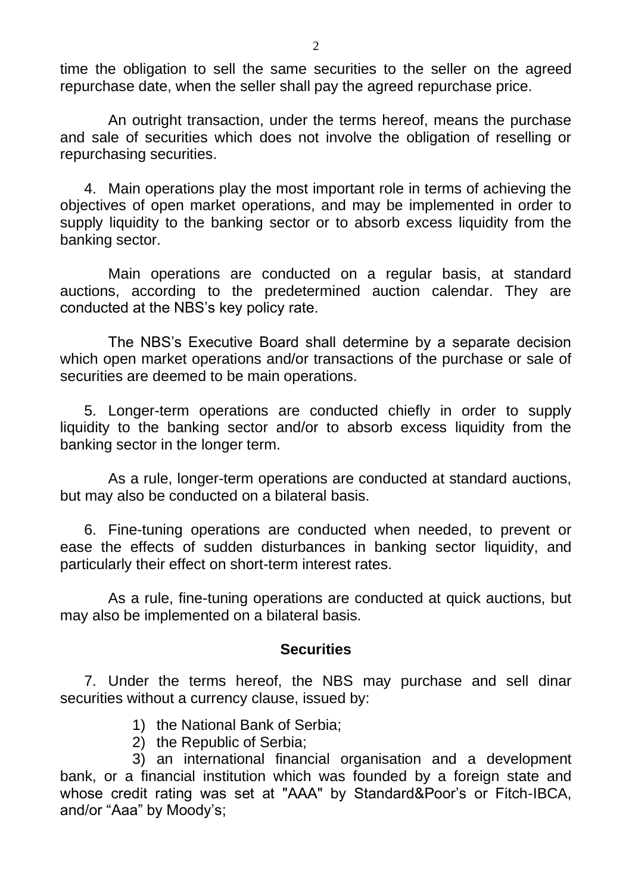time the obligation to sell the same securities to the seller on the agreed repurchase date, when the seller shall pay the agreed repurchase price.

An outright transaction, under the terms hereof, means the purchase and sale of securities which does not involve the obligation of reselling or repurchasing securities.

4. Main operations play the most important role in terms of achieving the objectives of open market operations, and may be implemented in order to supply liquidity to the banking sector or to absorb excess liquidity from the banking sector.

Main operations are conducted on a regular basis, at standard auctions, according to the predetermined auction calendar. They are conducted at the NBS's key policy rate.

The NBS's Executive Board shall determine by a separate decision which open market operations and/or transactions of the purchase or sale of securities are deemed to be main operations.

5. Longer-term operations are conducted chiefly in order to supply liquidity to the banking sector and/or to absorb excess liquidity from the banking sector in the longer term.

As a rule, longer-term operations are conducted at standard auctions, but may also be conducted on a bilateral basis.

6. Fine-tuning operations are conducted when needed, to prevent or ease the effects of sudden disturbances in banking sector liquidity, and particularly their effect on short-term interest rates.

As a rule, fine-tuning operations are conducted at quick auctions, but may also be implemented on a bilateral basis.

**Securities**

7. Under the terms hereof, the NBS may purchase and sell dinar securities without a currency clause, issued by:

1) the National Bank of Serbia;
2) the Republic of Serbia;
3) an international financial organisation and a development bank, or a financial institution which was founded by a foreign state and whose credit rating was set at "AAA" by Standard&Poor's or Fitch-IBCA, and/or "Aaa" by Moody's;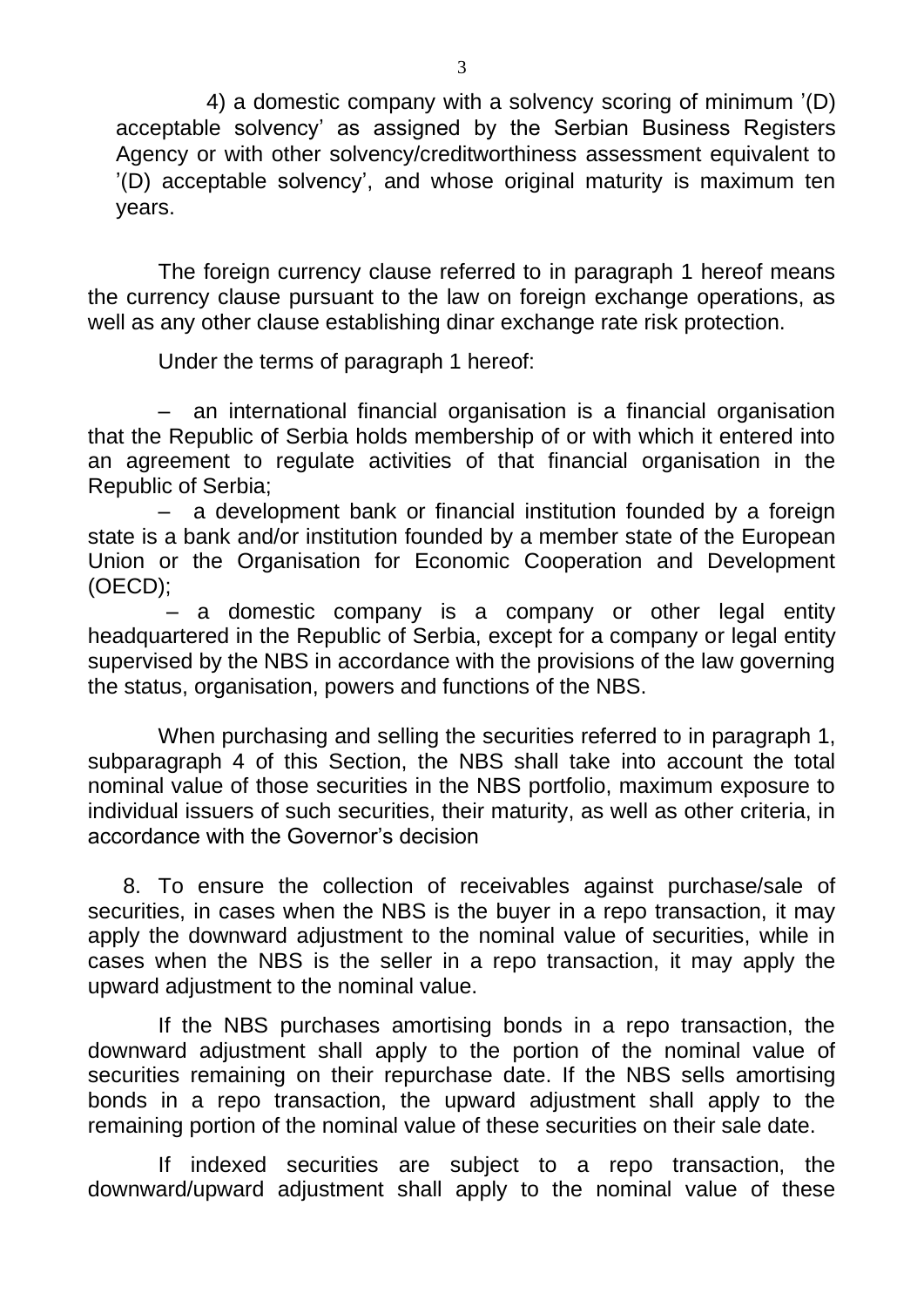4) a domestic company with a solvency scoring of minimum '(D) acceptable solvency' as assigned by the Serbian Business Registers Agency or with other solvency/creditworthiness assessment equivalent to '(D) acceptable solvency', and whose original maturity is maximum ten years.

The foreign currency clause referred to in paragraph 1 hereof means the currency clause pursuant to the law on foreign exchange operations, as well as any other clause establishing dinar exchange rate risk protection.

Under the terms of paragraph 1 hereof:

– an international financial organisation is a financial organisation that the Republic of Serbia holds membership of or with which it entered into an agreement to regulate activities of that financial organisation in the Republic of Serbia;

– a development bank or financial institution founded by a foreign state is a bank and/or institution founded by a member state of the European Union or the Organisation for Economic Cooperation and Development (OECD);

– a domestic company is a company or other legal entity headquartered in the Republic of Serbia, except for a company or legal entity supervised by the NBS in accordance with the provisions of the law governing the status, organisation, powers and functions of the NBS.

When purchasing and selling the securities referred to in paragraph 1, subparagraph 4 of this Section, the NBS shall take into account the total nominal value of those securities in the NBS portfolio, maximum exposure to individual issuers of such securities, their maturity, as well as other criteria, in accordance with the Governor's decision

8. To ensure the collection of receivables against purchase/sale of securities, in cases when the NBS is the buyer in a repo transaction, it may apply the downward adjustment to the nominal value of securities, while in cases when the NBS is the seller in a repo transaction, it may apply the upward adjustment to the nominal value.

If the NBS purchases amortising bonds in a repo transaction, the downward adjustment shall apply to the portion of the nominal value of securities remaining on their repurchase date. If the NBS sells amortising bonds in a repo transaction, the upward adjustment shall apply to the remaining portion of the nominal value of these securities on their sale date.

If indexed securities are subject to a repo transaction, the downward/upward adjustment shall apply to the nominal value of these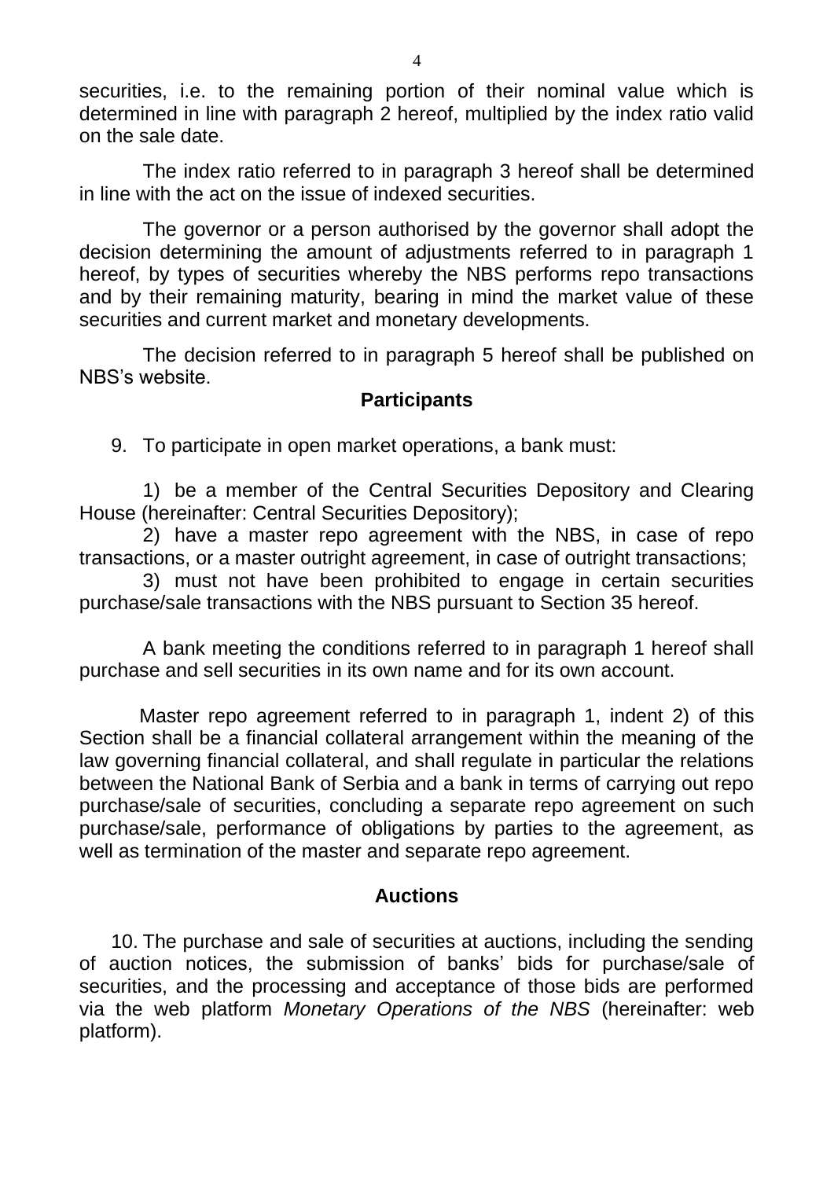securities, i.e. to the remaining portion of their nominal value which is determined in line with paragraph 2 hereof, multiplied by the index ratio valid on the sale date.

The index ratio referred to in paragraph 3 hereof shall be determined in line with the act on the issue of indexed securities.

The governor or a person authorised by the governor shall adopt the decision determining the amount of adjustments referred to in paragraph 1 hereof, by types of securities whereby the NBS performs repo transactions and by their remaining maturity, bearing in mind the market value of these securities and current market and monetary developments.

The decision referred to in paragraph 5 hereof shall be published on NBS's website.

**Participants**

9. To participate in open market operations, a bank must:

1) be a member of the Central Securities Depository and Clearing House (hereinafter: Central Securities Depository);

2) have a master repo agreement with the NBS, in case of repo transactions, or a master outright agreement, in case of outright transactions;

3) must not have been prohibited to engage in certain securities purchase/sale transactions with the NBS pursuant to Section 35 hereof.

A bank meeting the conditions referred to in paragraph 1 hereof shall purchase and sell securities in its own name and for its own account.

Master repo agreement referred to in paragraph 1, indent 2) of this Section shall be a financial collateral arrangement within the meaning of the law governing financial collateral, and shall regulate in particular the relations between the National Bank of Serbia and a bank in terms of carrying out repo purchase/sale of securities, concluding a separate repo agreement on such purchase/sale, performance of obligations by parties to the agreement, as well as termination of the master and separate repo agreement.

**Auctions**

10. The purchase and sale of securities at auctions, including the sending of auction notices, the submission of banks' bids for purchase/sale of securities, and the processing and acceptance of those bids are performed via the web platform *Monetary Operations of the NBS* (hereinafter: web platform).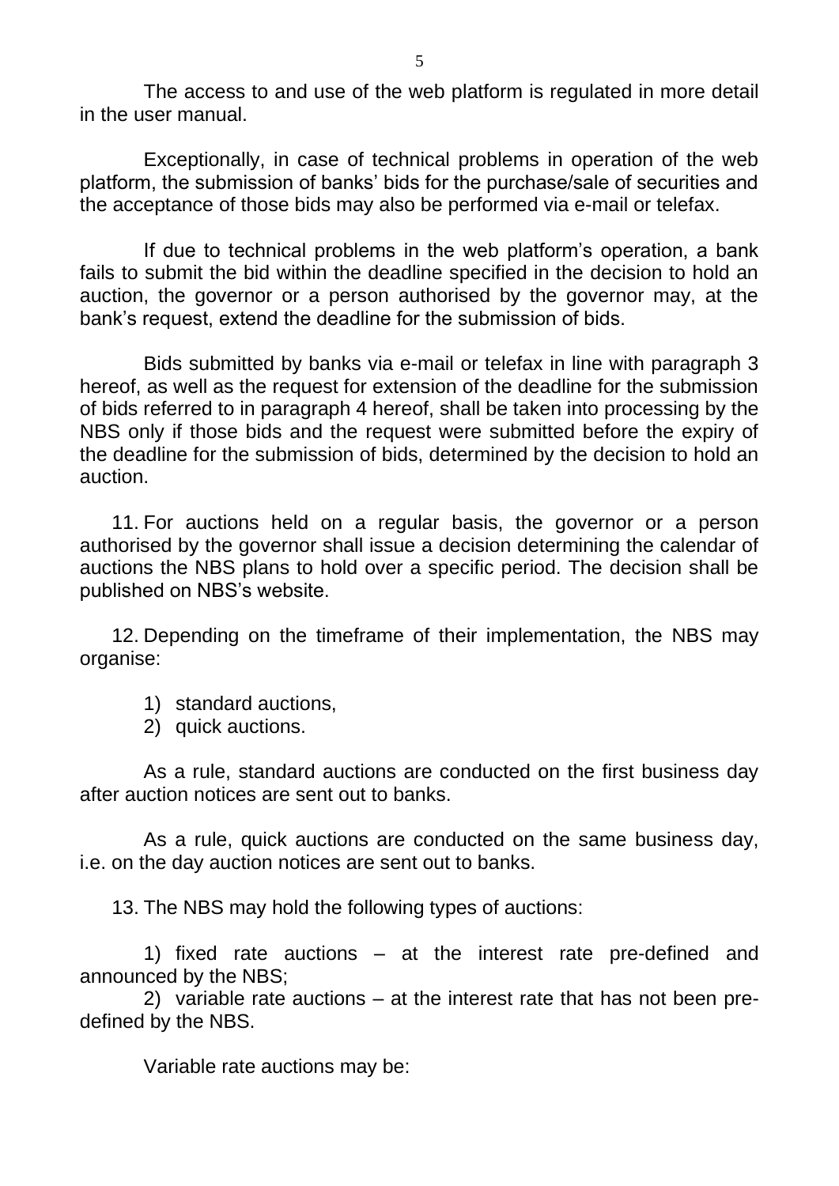The access to and use of the web platform is regulated in more detail in the user manual.

Exceptionally, in case of technical problems in operation of the web platform, the submission of banks' bids for the purchase/sale of securities and the acceptance of those bids may also be performed via e-mail or telefax.

If due to technical problems in the web platform's operation, a bank fails to submit the bid within the deadline specified in the decision to hold an auction, the governor or a person authorised by the governor may, at the bank's request, extend the deadline for the submission of bids.

Bids submitted by banks via e-mail or telefax in line with paragraph 3 hereof, as well as the request for extension of the deadline for the submission of bids referred to in paragraph 4 hereof, shall be taken into processing by the NBS only if those bids and the request were submitted before the expiry of the deadline for the submission of bids, determined by the decision to hold an auction.

11. For auctions held on a regular basis, the governor or a person authorised by the governor shall issue a decision determining the calendar of auctions the NBS plans to hold over a specific period. The decision shall be published on NBS's website.

12. Depending on the timeframe of their implementation, the NBS may organise:

1) standard auctions,
2) quick auctions.

As a rule, standard auctions are conducted on the first business day after auction notices are sent out to banks.

As a rule, quick auctions are conducted on the same business day, i.e. on the day auction notices are sent out to banks.

13. The NBS may hold the following types of auctions:

1) fixed rate auctions – at the interest rate pre-defined and announced by the NBS;
2) variable rate auctions – at the interest rate that has not been pre-defined by the NBS.

Variable rate auctions may be: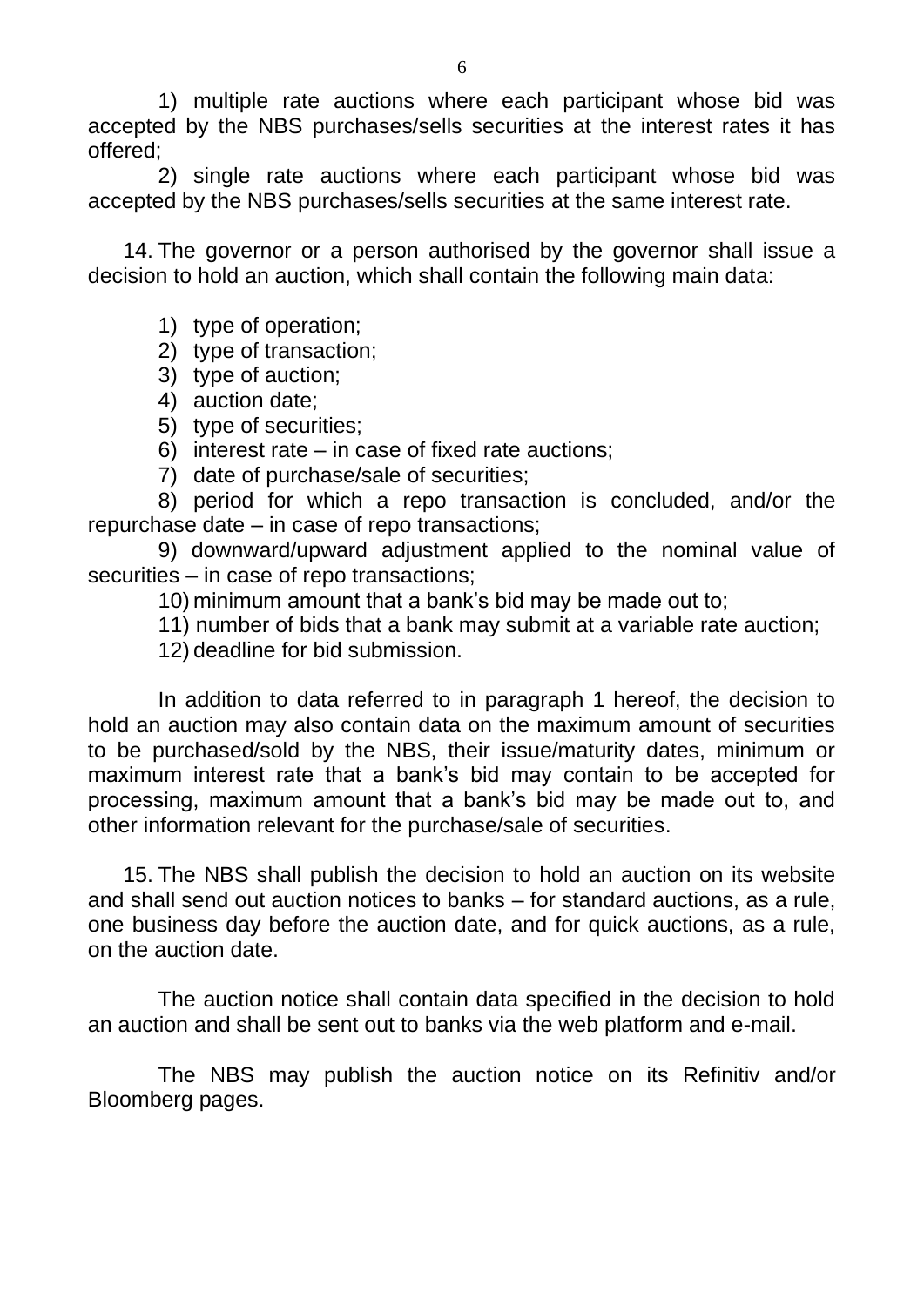1) multiple rate auctions where each participant whose bid was accepted by the NBS purchases/sells securities at the interest rates it has offered;

2) single rate auctions where each participant whose bid was accepted by the NBS purchases/sells securities at the same interest rate.

14. The governor or a person authorised by the governor shall issue a decision to hold an auction, which shall contain the following main data:

1) type of operation;
2) type of transaction;
3) type of auction;
4) auction date;
5) type of securities;
6) interest rate – in case of fixed rate auctions;
7) date of purchase/sale of securities;
8) period for which a repo transaction is concluded, and/or the repurchase date – in case of repo transactions;
9) downward/upward adjustment applied to the nominal value of securities – in case of repo transactions;
10) minimum amount that a bank's bid may be made out to;
11) number of bids that a bank may submit at a variable rate auction;
12) deadline for bid submission.

In addition to data referred to in paragraph 1 hereof, the decision to hold an auction may also contain data on the maximum amount of securities to be purchased/sold by the NBS, their issue/maturity dates, minimum or maximum interest rate that a bank's bid may contain to be accepted for processing, maximum amount that a bank's bid may be made out to, and other information relevant for the purchase/sale of securities.

15. The NBS shall publish the decision to hold an auction on its website and shall send out auction notices to banks – for standard auctions, as a rule, one business day before the auction date, and for quick auctions, as a rule, on the auction date.

The auction notice shall contain data specified in the decision to hold an auction and shall be sent out to banks via the web platform and e-mail.

The NBS may publish the auction notice on its Refinitiv and/or Bloomberg pages.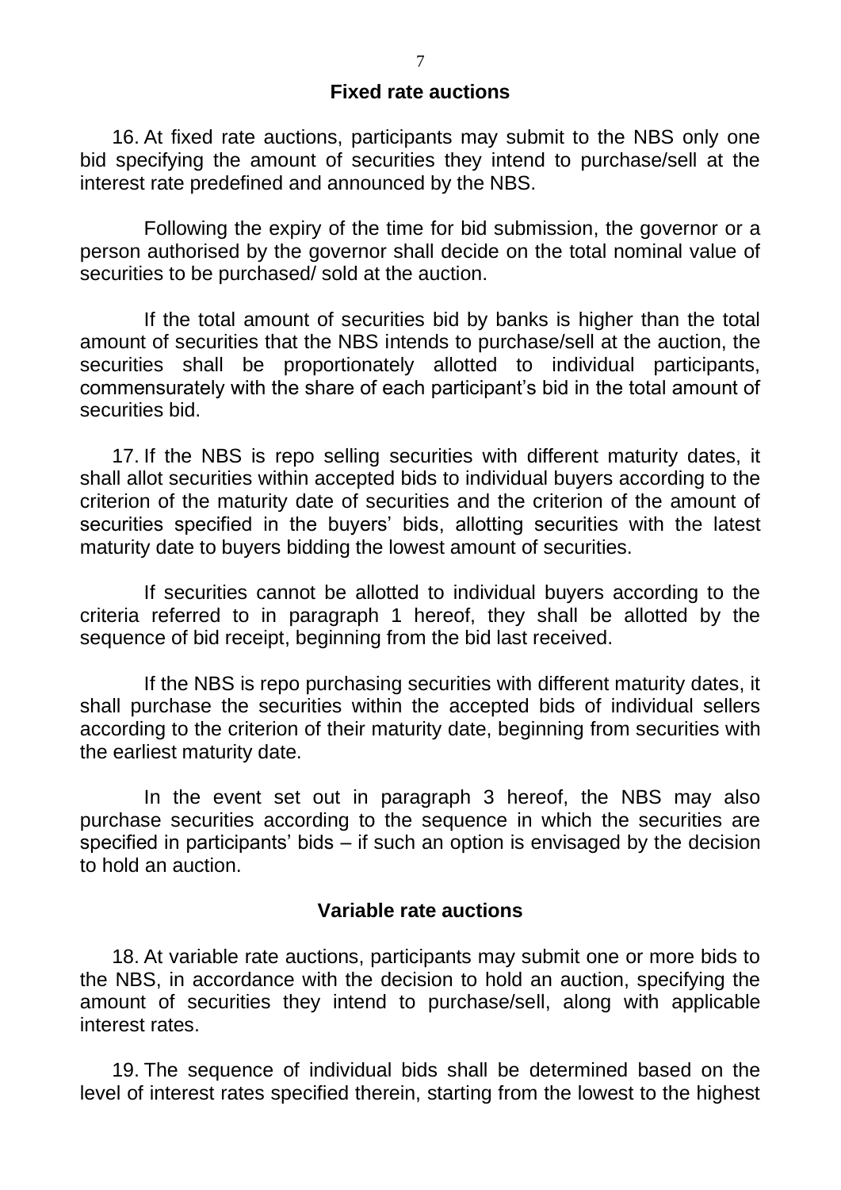## Fixed rate auctions

16. At fixed rate auctions, participants may submit to the NBS only one bid specifying the amount of securities they intend to purchase/sell at the interest rate predefined and announced by the NBS.

Following the expiry of the time for bid submission, the governor or a person authorised by the governor shall decide on the total nominal value of securities to be purchased/ sold at the auction.

If the total amount of securities bid by banks is higher than the total amount of securities that the NBS intends to purchase/sell at the auction, the securities shall be proportionately allotted to individual participants, commensurately with the share of each participant's bid in the total amount of securities bid.

17. If the NBS is repo selling securities with different maturity dates, it shall allot securities within accepted bids to individual buyers according to the criterion of the maturity date of securities and the criterion of the amount of securities specified in the buyers' bids, allotting securities with the latest maturity date to buyers bidding the lowest amount of securities.

If securities cannot be allotted to individual buyers according to the criteria referred to in paragraph 1 hereof, they shall be allotted by the sequence of bid receipt, beginning from the bid last received.

If the NBS is repo purchasing securities with different maturity dates, it shall purchase the securities within the accepted bids of individual sellers according to the criterion of their maturity date, beginning from securities with the earliest maturity date.

In the event set out in paragraph 3 hereof, the NBS may also purchase securities according to the sequence in which the securities are specified in participants' bids – if such an option is envisaged by the decision to hold an auction.

## Variable rate auctions

18. At variable rate auctions, participants may submit one or more bids to the NBS, in accordance with the decision to hold an auction, specifying the amount of securities they intend to purchase/sell, along with applicable interest rates.

19. The sequence of individual bids shall be determined based on the level of interest rates specified therein, starting from the lowest to the highest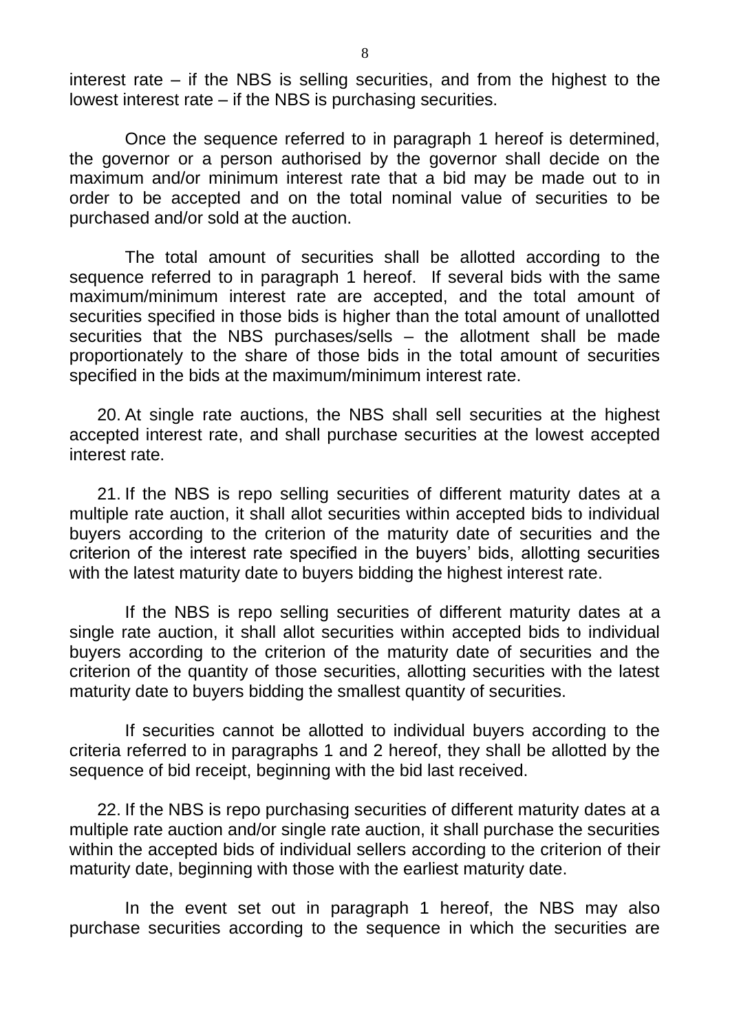interest rate – if the NBS is selling securities, and from the highest to the lowest interest rate – if the NBS is purchasing securities.

Once the sequence referred to in paragraph 1 hereof is determined, the governor or a person authorised by the governor shall decide on the maximum and/or minimum interest rate that a bid may be made out to in order to be accepted and on the total nominal value of securities to be purchased and/or sold at the auction.

The total amount of securities shall be allotted according to the sequence referred to in paragraph 1 hereof. If several bids with the same maximum/minimum interest rate are accepted, and the total amount of securities specified in those bids is higher than the total amount of unallotted securities that the NBS purchases/sells – the allotment shall be made proportionately to the share of those bids in the total amount of securities specified in the bids at the maximum/minimum interest rate.

20. At single rate auctions, the NBS shall sell securities at the highest accepted interest rate, and shall purchase securities at the lowest accepted interest rate.

21. If the NBS is repo selling securities of different maturity dates at a multiple rate auction, it shall allot securities within accepted bids to individual buyers according to the criterion of the maturity date of securities and the criterion of the interest rate specified in the buyers' bids, allotting securities with the latest maturity date to buyers bidding the highest interest rate.

If the NBS is repo selling securities of different maturity dates at a single rate auction, it shall allot securities within accepted bids to individual buyers according to the criterion of the maturity date of securities and the criterion of the quantity of those securities, allotting securities with the latest maturity date to buyers bidding the smallest quantity of securities.

If securities cannot be allotted to individual buyers according to the criteria referred to in paragraphs 1 and 2 hereof, they shall be allotted by the sequence of bid receipt, beginning with the bid last received.

22. If the NBS is repo purchasing securities of different maturity dates at a multiple rate auction and/or single rate auction, it shall purchase the securities within the accepted bids of individual sellers according to the criterion of their maturity date, beginning with those with the earliest maturity date.

In the event set out in paragraph 1 hereof, the NBS may also purchase securities according to the sequence in which the securities are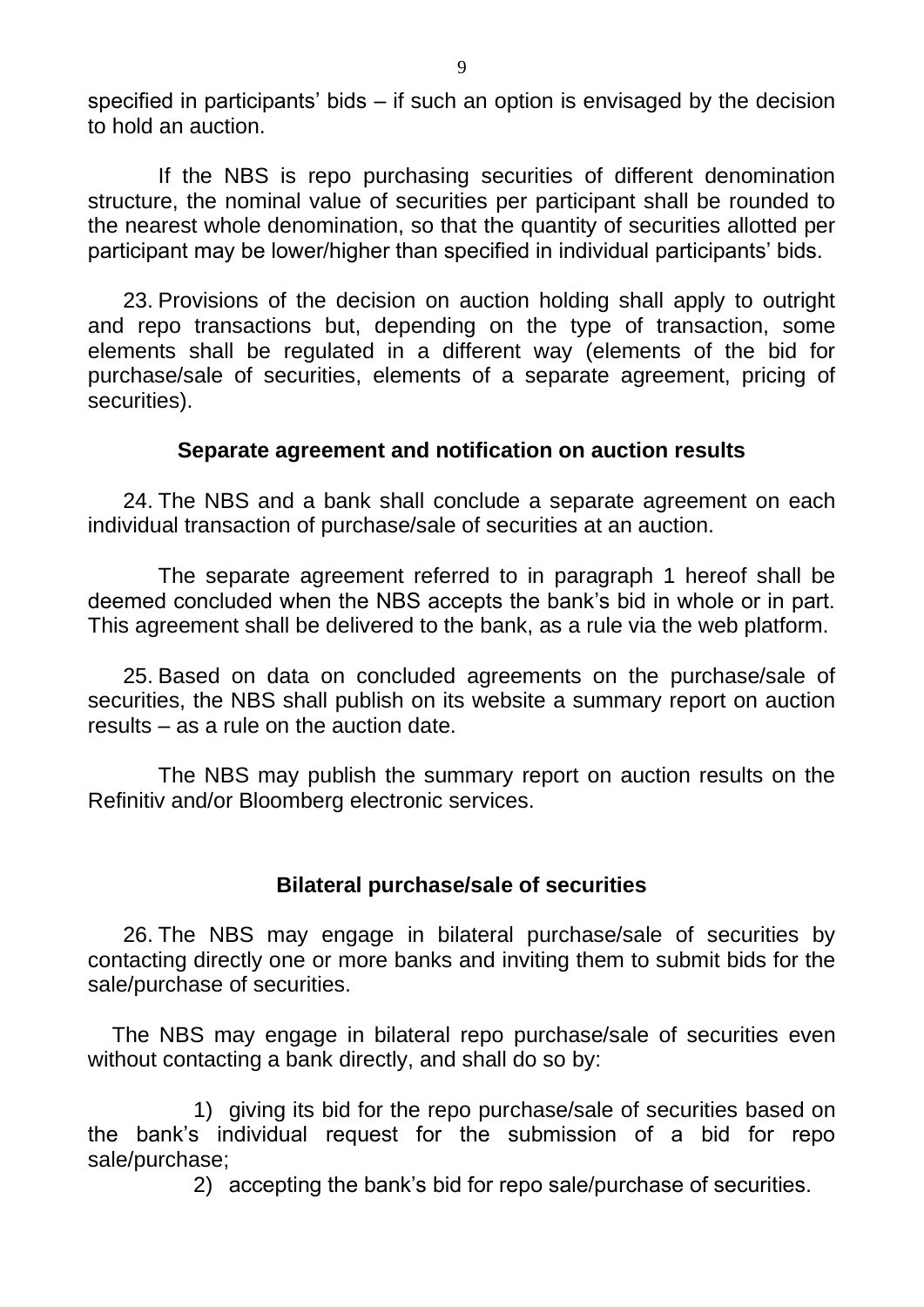specified in participants' bids – if such an option is envisaged by the decision to hold an auction.

If the NBS is repo purchasing securities of different denomination structure, the nominal value of securities per participant shall be rounded to the nearest whole denomination, so that the quantity of securities allotted per participant may be lower/higher than specified in individual participants' bids.

23. Provisions of the decision on auction holding shall apply to outright and repo transactions but, depending on the type of transaction, some elements shall be regulated in a different way (elements of the bid for purchase/sale of securities, elements of a separate agreement, pricing of securities).

### Separate agreement and notification on auction results

24. The NBS and a bank shall conclude a separate agreement on each individual transaction of purchase/sale of securities at an auction.

The separate agreement referred to in paragraph 1 hereof shall be deemed concluded when the NBS accepts the bank's bid in whole or in part. This agreement shall be delivered to the bank, as a rule via the web platform.

25. Based on data on concluded agreements on the purchase/sale of securities, the NBS shall publish on its website a summary report on auction results – as a rule on the auction date.

The NBS may publish the summary report on auction results on the Refinitiv and/or Bloomberg electronic services.

### Bilateral purchase/sale of securities

26. The NBS may engage in bilateral purchase/sale of securities by contacting directly one or more banks and inviting them to submit bids for the sale/purchase of securities.

The NBS may engage in bilateral repo purchase/sale of securities even without contacting a bank directly, and shall do so by:

1) giving its bid for the repo purchase/sale of securities based on the bank's individual request for the submission of a bid for repo sale/purchase;

2) accepting the bank's bid for repo sale/purchase of securities.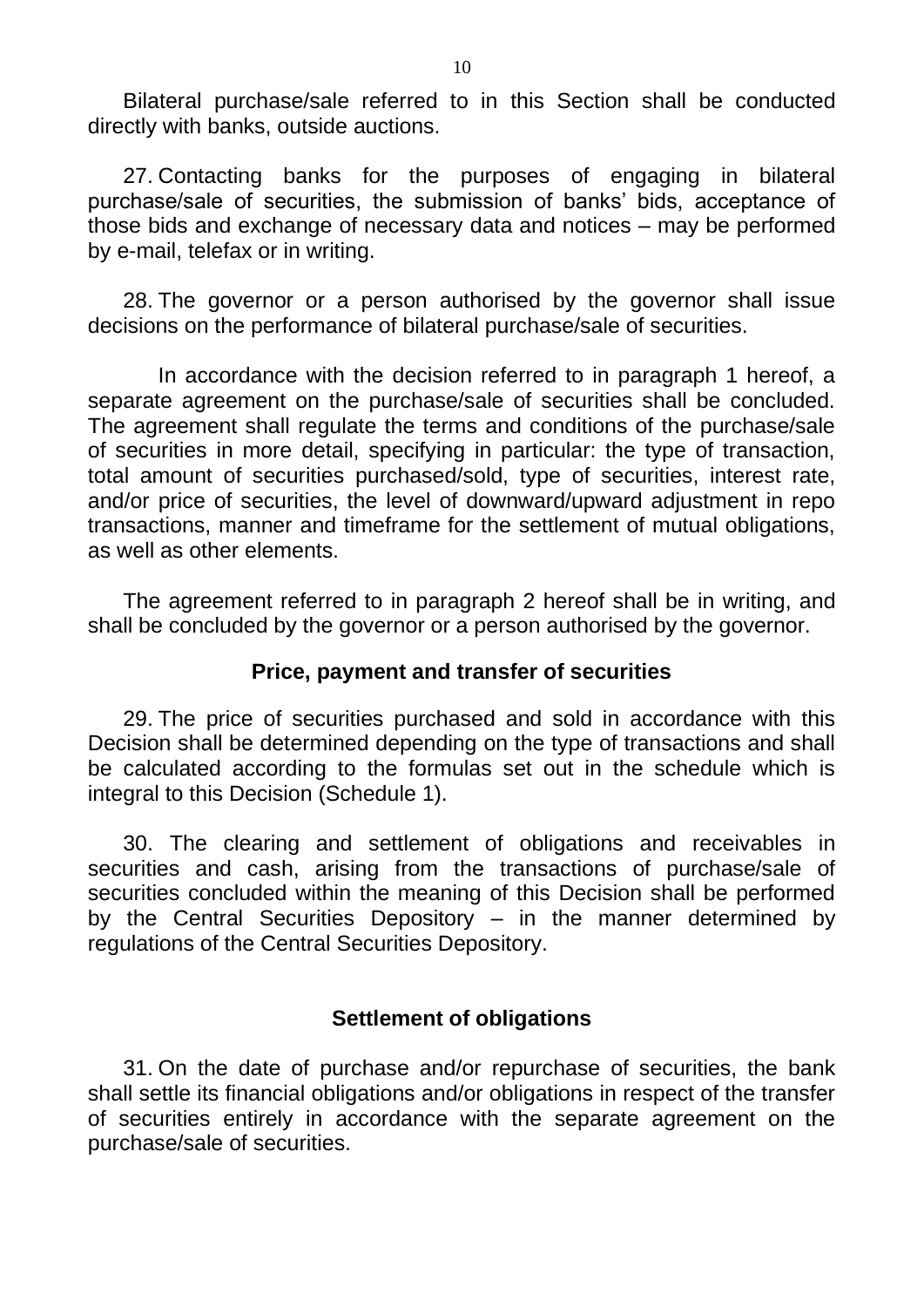Bilateral purchase/sale referred to in this Section shall be conducted directly with banks, outside auctions.

27. Contacting banks for the purposes of engaging in bilateral purchase/sale of securities, the submission of banks' bids, acceptance of those bids and exchange of necessary data and notices – may be performed by e-mail, telefax or in writing.

28. The governor or a person authorised by the governor shall issue decisions on the performance of bilateral purchase/sale of securities.

In accordance with the decision referred to in paragraph 1 hereof, a separate agreement on the purchase/sale of securities shall be concluded. The agreement shall regulate the terms and conditions of the purchase/sale of securities in more detail, specifying in particular: the type of transaction, total amount of securities purchased/sold, type of securities, interest rate, and/or price of securities, the level of downward/upward adjustment in repo transactions, manner and timeframe for the settlement of mutual obligations, as well as other elements.

The agreement referred to in paragraph 2 hereof shall be in writing, and shall be concluded by the governor or a person authorised by the governor.

### Price, payment and transfer of securities

29. The price of securities purchased and sold in accordance with this Decision shall be determined depending on the type of transactions and shall be calculated according to the formulas set out in the schedule which is integral to this Decision (Schedule 1).

30. The clearing and settlement of obligations and receivables in securities and cash, arising from the transactions of purchase/sale of securities concluded within the meaning of this Decision shall be performed by the Central Securities Depository – in the manner determined by regulations of the Central Securities Depository.

### Settlement of obligations

31. On the date of purchase and/or repurchase of securities, the bank shall settle its financial obligations and/or obligations in respect of the transfer of securities entirely in accordance with the separate agreement on the purchase/sale of securities.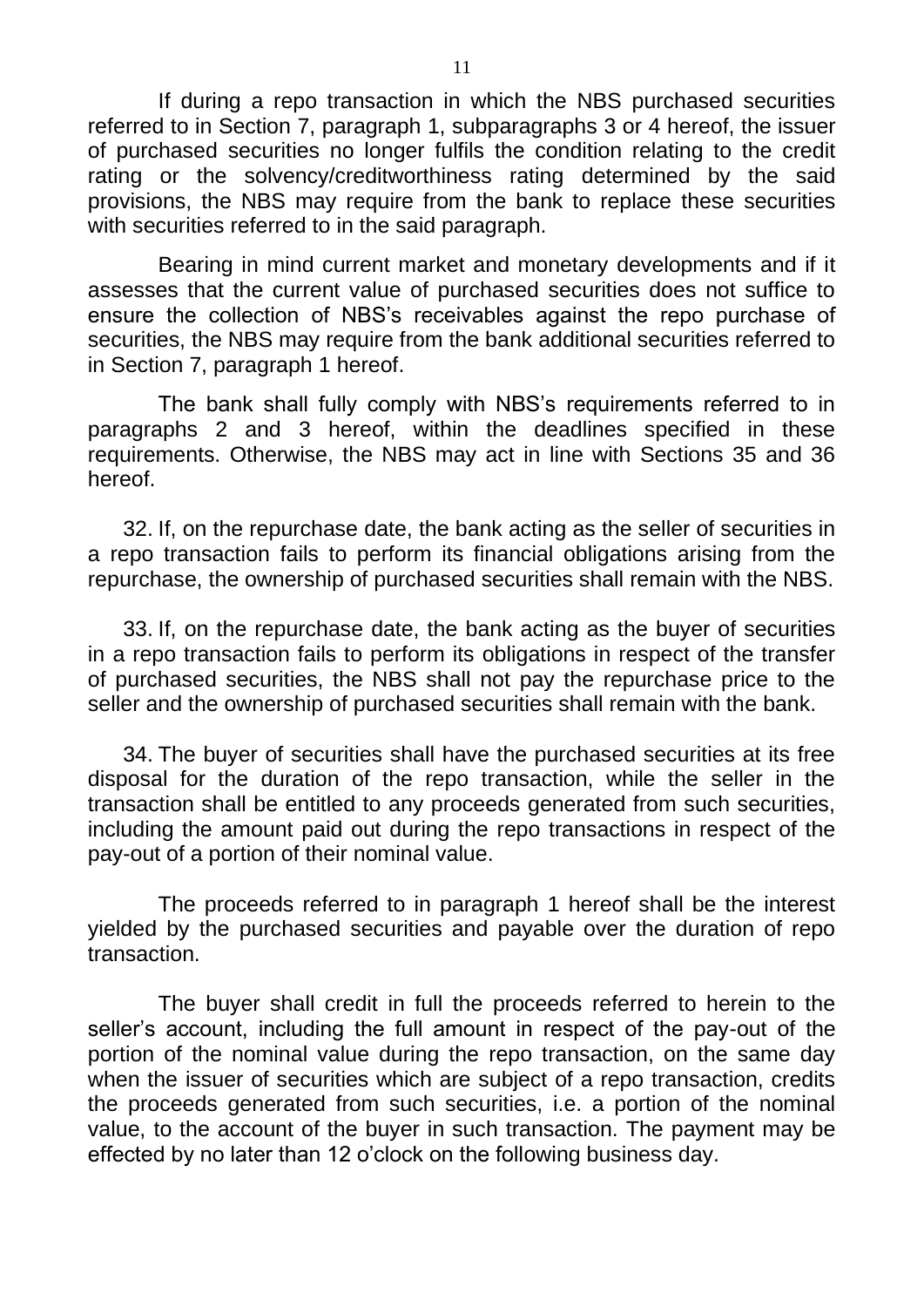If during a repo transaction in which the NBS purchased securities referred to in Section 7, paragraph 1, subparagraphs 3 or 4 hereof, the issuer of purchased securities no longer fulfils the condition relating to the credit rating or the solvency/creditworthiness rating determined by the said provisions, the NBS may require from the bank to replace these securities with securities referred to in the said paragraph.

Bearing in mind current market and monetary developments and if it assesses that the current value of purchased securities does not suffice to ensure the collection of NBS's receivables against the repo purchase of securities, the NBS may require from the bank additional securities referred to in Section 7, paragraph 1 hereof.

The bank shall fully comply with NBS's requirements referred to in paragraphs 2 and 3 hereof, within the deadlines specified in these requirements. Otherwise, the NBS may act in line with Sections 35 and 36 hereof.

32. If, on the repurchase date, the bank acting as the seller of securities in a repo transaction fails to perform its financial obligations arising from the repurchase, the ownership of purchased securities shall remain with the NBS.

33. If, on the repurchase date, the bank acting as the buyer of securities in a repo transaction fails to perform its obligations in respect of the transfer of purchased securities, the NBS shall not pay the repurchase price to the seller and the ownership of purchased securities shall remain with the bank.

34. The buyer of securities shall have the purchased securities at its free disposal for the duration of the repo transaction, while the seller in the transaction shall be entitled to any proceeds generated from such securities, including the amount paid out during the repo transactions in respect of the pay-out of a portion of their nominal value.

The proceeds referred to in paragraph 1 hereof shall be the interest yielded by the purchased securities and payable over the duration of repo transaction.

The buyer shall credit in full the proceeds referred to herein to the seller's account, including the full amount in respect of the pay-out of the portion of the nominal value during the repo transaction, on the same day when the issuer of securities which are subject of a repo transaction, credits the proceeds generated from such securities, i.e. a portion of the nominal value, to the account of the buyer in such transaction. The payment may be effected by no later than 12 o'clock on the following business day.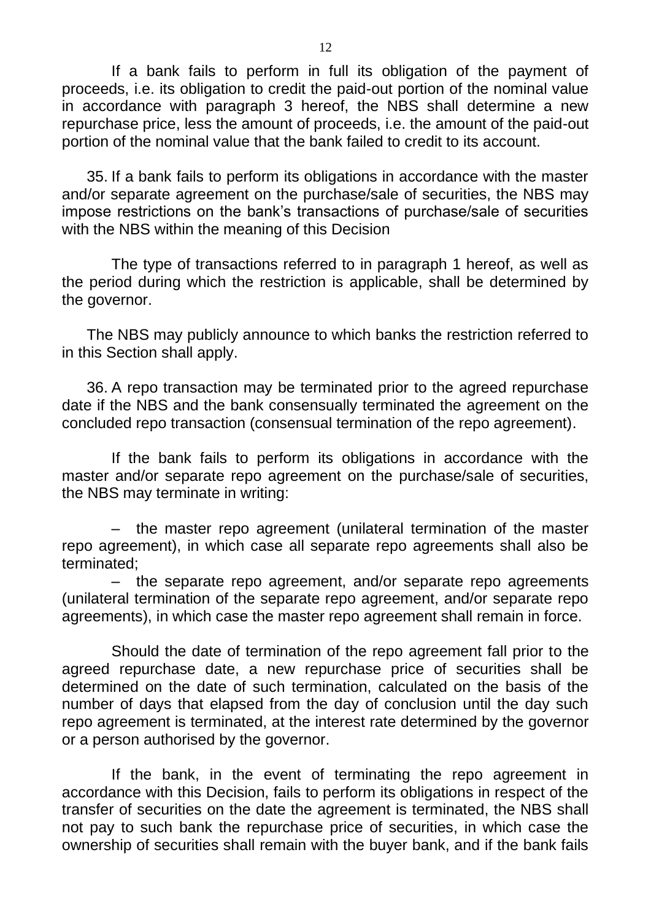If a bank fails to perform in full its obligation of the payment of proceeds, i.e. its obligation to credit the paid-out portion of the nominal value in accordance with paragraph 3 hereof, the NBS shall determine a new repurchase price, less the amount of proceeds, i.e. the amount of the paid-out portion of the nominal value that the bank failed to credit to its account.

35. If a bank fails to perform its obligations in accordance with the master and/or separate agreement on the purchase/sale of securities, the NBS may impose restrictions on the bank's transactions of purchase/sale of securities with the NBS within the meaning of this Decision

The type of transactions referred to in paragraph 1 hereof, as well as the period during which the restriction is applicable, shall be determined by the governor.

The NBS may publicly announce to which banks the restriction referred to in this Section shall apply.

36. A repo transaction may be terminated prior to the agreed repurchase date if the NBS and the bank consensually terminated the agreement on the concluded repo transaction (consensual termination of the repo agreement).

If the bank fails to perform its obligations in accordance with the master and/or separate repo agreement on the purchase/sale of securities, the NBS may terminate in writing:

– the master repo agreement (unilateral termination of the master repo agreement), in which case all separate repo agreements shall also be terminated;

– the separate repo agreement, and/or separate repo agreements (unilateral termination of the separate repo agreement, and/or separate repo agreements), in which case the master repo agreement shall remain in force.

Should the date of termination of the repo agreement fall prior to the agreed repurchase date, a new repurchase price of securities shall be determined on the date of such termination, calculated on the basis of the number of days that elapsed from the day of conclusion until the day such repo agreement is terminated, at the interest rate determined by the governor or a person authorised by the governor.

If the bank, in the event of terminating the repo agreement in accordance with this Decision, fails to perform its obligations in respect of the transfer of securities on the date the agreement is terminated, the NBS shall not pay to such bank the repurchase price of securities, in which case the ownership of securities shall remain with the buyer bank, and if the bank fails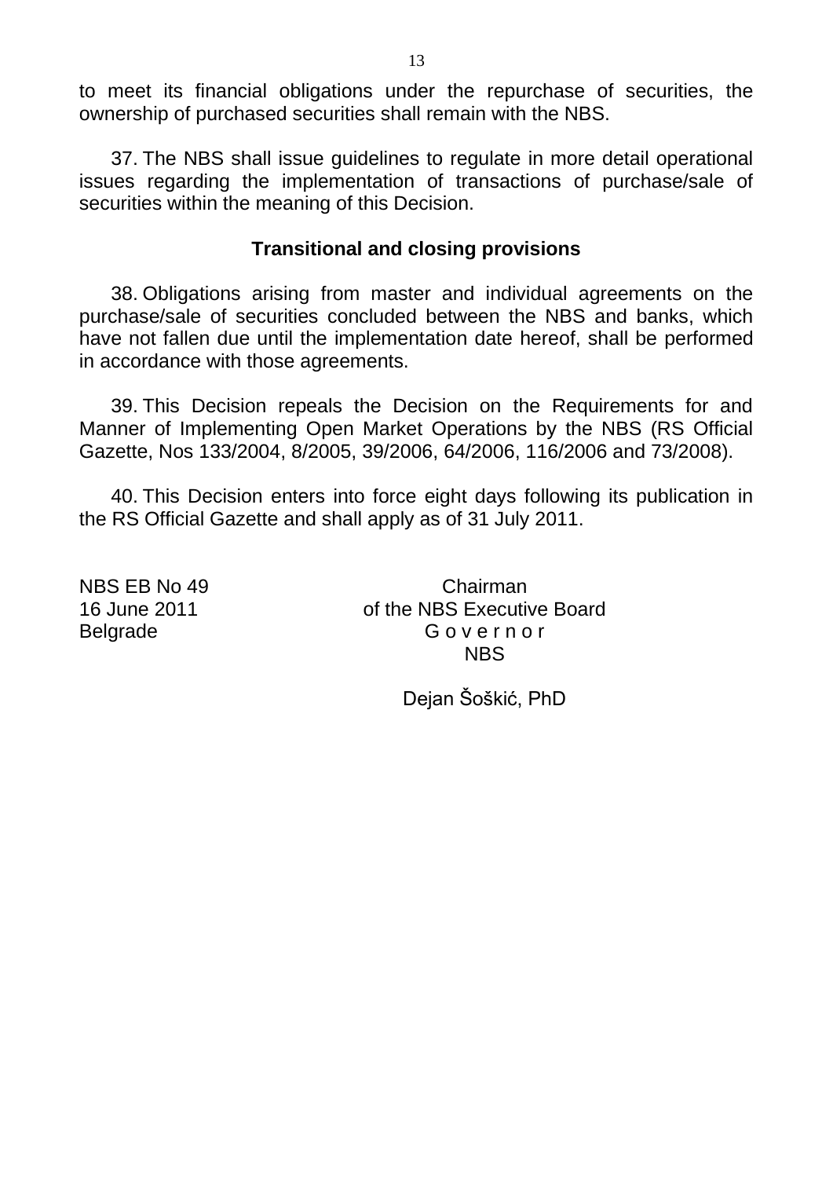to meet its financial obligations under the repurchase of securities, the ownership of purchased securities shall remain with the NBS.

37. The NBS shall issue guidelines to regulate in more detail operational issues regarding the implementation of transactions of purchase/sale of securities within the meaning of this Decision.

## Transitional and closing provisions

38. Obligations arising from master and individual agreements on the purchase/sale of securities concluded between the NBS and banks, which have not fallen due until the implementation date hereof, shall be performed in accordance with those agreements.

39. This Decision repeals the Decision on the Requirements for and Manner of Implementing Open Market Operations by the NBS (RS Official Gazette, Nos 133/2004, 8/2005, 39/2006, 64/2006, 116/2006 and 73/2008).

40. This Decision enters into force eight days following its publication in the RS Official Gazette and shall apply as of 31 July 2011.

NBS EB No 49
16 June 2011
Belgrade

Chairman
of the NBS Executive Board
G o v e r n o r
NBS

Dejan Šoškić, PhD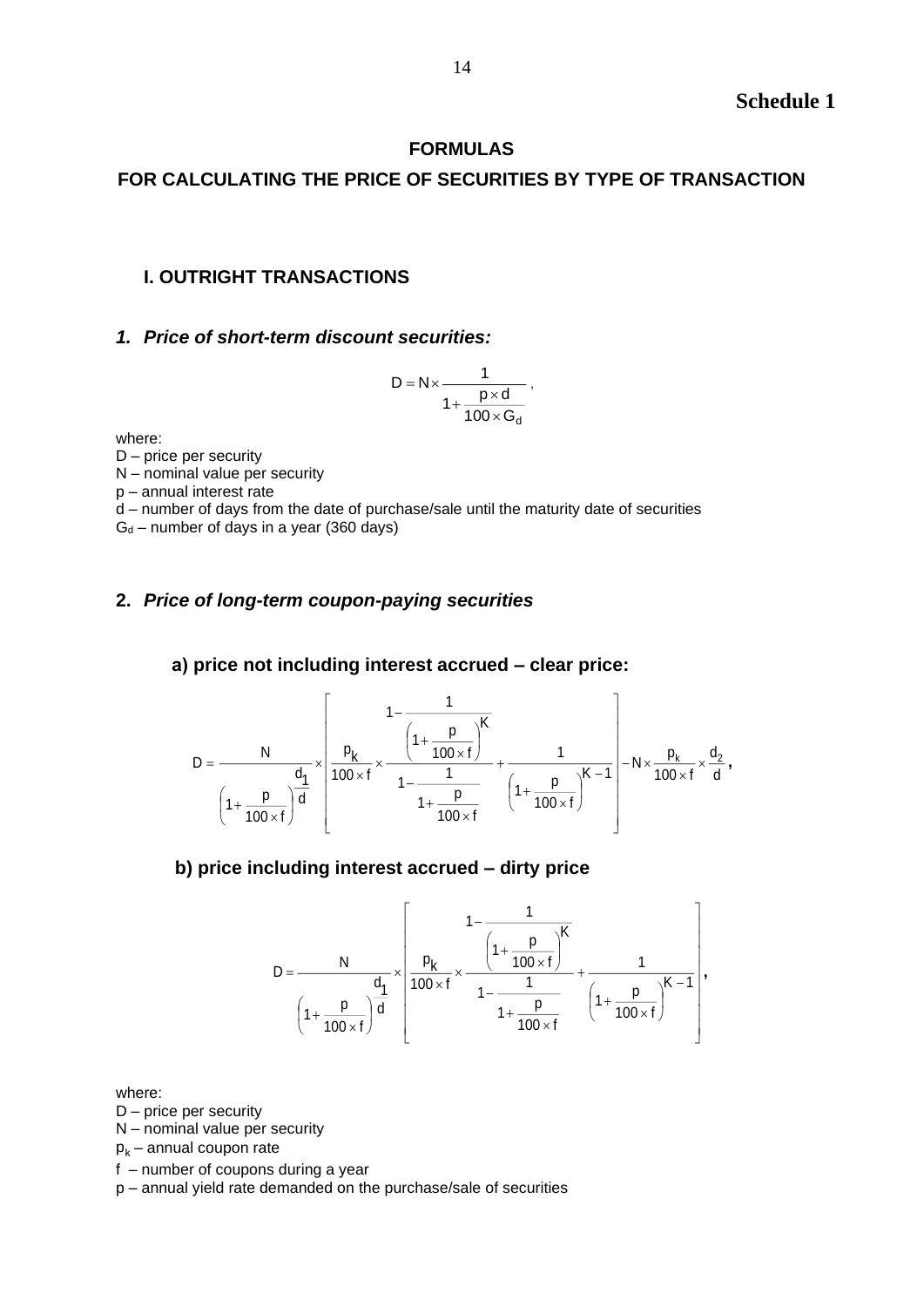**Schedule 1**

## FORMULAS

## FOR CALCULATING THE PRICE OF SECURITIES BY TYPE OF TRANSACTION

### I. OUTRIGHT TRANSACTIONS

#### *1. Price of short-term discount securities:*

$$D = N \times \frac{1}{1 + \frac{p \times d}{100 \times G_d}},$$

where:

D – price per security

N – nominal value per security

p – annual interest rate

d – number of days from the date of purchase/sale until the maturity date of securities

$G_d$ – number of days in a year (360 days)

#### 2. *Price of long-term coupon-paying securities*

**a) price not including interest accrued – clear price:**

$$D = \frac{N}{\left(1 + \frac{p}{100 \times f}\right)^{\frac{d_1}{d}}} \times \left[ \frac{p_k}{100 \times f} \times \frac{1 - \frac{1}{\left(1 + \frac{p}{100 \times f}\right)^K}}{1 - \frac{1}{1 + \frac{p}{100 \times f}}} + \frac{1}{\left(1 + \frac{p}{100 \times f}\right)^{K-1}} \right] - N \times \frac{p_k}{100 \times f} \times \frac{d_2}{d},$$

**b) price including interest accrued – dirty price**

$$D = \frac{N}{\left(1 + \frac{p}{100 \times f}\right)^{\frac{d_1}{d}}} \times \left[ \frac{p_k}{100 \times f} \times \frac{1 - \frac{1}{\left(1 + \frac{p}{100 \times f}\right)^K}}{1 - \frac{1}{1 + \frac{p}{100 \times f}}} + \frac{1}{\left(1 + \frac{p}{100 \times f}\right)^{K-1}} \right],$$

where:

D – price per security

N – nominal value per security

$p_k$ – annual coupon rate

f – number of coupons during a year

p – annual yield rate demanded on the purchase/sale of securities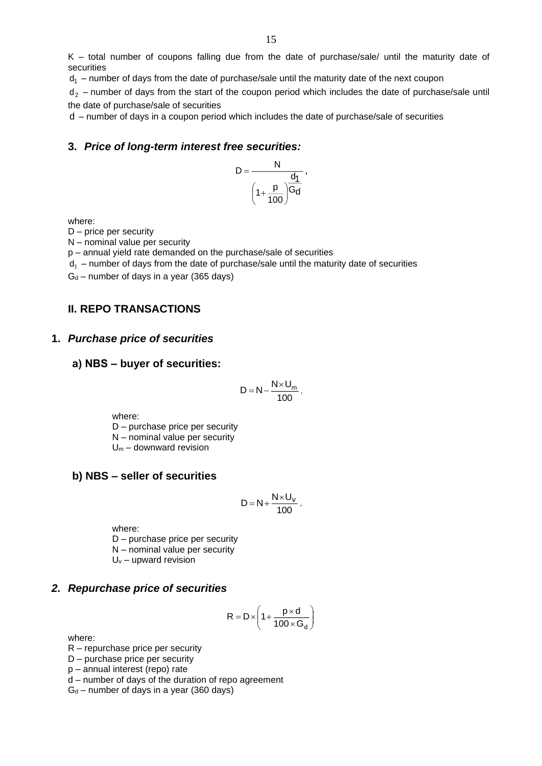K – total number of coupons falling due from the date of purchase/sale/ until the maturity date of securities

$d_1$ – number of days from the date of purchase/sale until the maturity date of the next coupon

$d_2$ – number of days from the start of the coupon period which includes the date of purchase/sale until the date of purchase/sale of securities

$d$ – number of days in a coupon period which includes the date of purchase/sale of securities

### 3. *Price of long-term interest free securities:*

$$D = \frac{N}{\left(1 + \frac{p}{100}\right)^{\frac{d_1}{G_d}}},$$

where:

D – price per security

N – nominal value per security

p – annual yield rate demanded on the purchase/sale of securities

$d_1$ – number of days from the date of purchase/sale until the maturity date of securities

$G_d$ – number of days in a year (365 days)

## II. REPO TRANSACTIONS

### 1. *Purchase price of securities*

#### a) NBS – buyer of securities:

$$D = N - \frac{N \times U_m}{100},$$

where:

D – purchase price per security

N – nominal value per security

$U_m$ – downward revision

#### b) NBS – seller of securities

$$D = N + \frac{N \times U_v}{100},$$

where:

D – purchase price per security

N – nominal value per security

$U_v$ – upward revision

### 2. *Repurchase price of securities*

$$R = D \times \left(1 + \frac{p \times d}{100 \times G_d}\right)$$

where:

R – repurchase price per security

D – purchase price per security

p – annual interest (repo) rate

d – number of days of the duration of repo agreement

$G_d$ – number of days in a year (360 days)